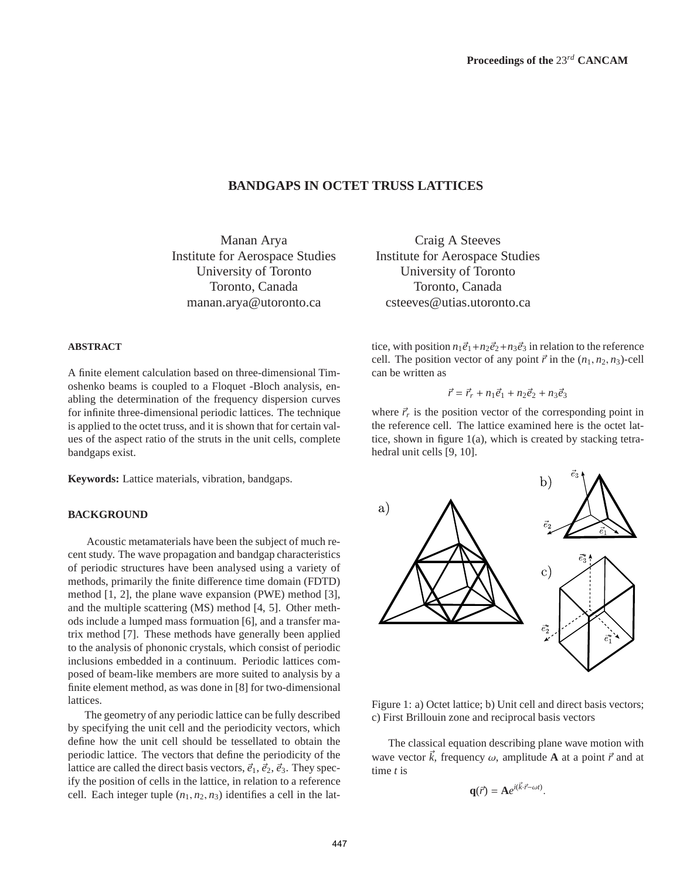# BANDGAPS IN OCTET TRUSS LATTICES

Manan Arya
Institute for Aerospace Studies
University of Toronto
Toronto, Canada
manan.arya@utoronto.ca

Craig A Steeves
Institute for Aerospace Studies
University of Toronto
Toronto, Canada
csteeves@utias.utoronto.ca

## ABSTRACT

A finite element calculation based on three-dimensional Timoshenko beams is coupled to a Floquet -Bloch analysis, enabling the determination of the frequency dispersion curves for infinite three-dimensional periodic lattices. The technique is applied to the octet truss, and it is shown that for certain values of the aspect ratio of the struts in the unit cells, complete bandgaps exist.

**Keywords:** Lattice materials, vibration, bandgaps.

## BACKGROUND

Acoustic metamaterials have been the subject of much recent study. The wave propagation and bandgap characteristics of periodic structures have been analysed using a variety of methods, primarily the finite difference time domain (FDTD) method [1, 2], the plane wave expansion (PWE) method [3], and the multiple scattering (MS) method [4, 5]. Other methods include a lumped mass formuation [6], and a transfer matrix method [7]. These methods have generally been applied to the analysis of phononic crystals, which consist of periodic inclusions embedded in a continuum. Periodic lattices composed of beam-like members are more suited to analysis by a finite element method, as was done in [8] for two-dimensional lattices.

The geometry of any periodic lattice can be fully described by specifying the unit cell and the periodicity vectors, which define how the unit cell should be tessellated to obtain the periodic lattice. The vectors that define the periodicity of the lattice are called the direct basis vectors, $\vec{e}_1$, $\vec{e}_2$, $\vec{e}_3$. They specify the position of cells in the lattice, in relation to a reference cell. Each integer tuple $(n_1, n_2, n_3)$ identifies a cell in the lattice, with position $n_1\vec{e}_1 + n_2\vec{e}_2 + n_3\vec{e}_3$ in relation to the reference cell. The position vector of any point $\vec{r}$ in the $(n_1, n_2, n_3)$-cell can be written as

$$\vec{r} = \vec{r}_r + n_1\vec{e}_1 + n_2\vec{e}_2 + n_3\vec{e}_3$$

where $\vec{r}_r$ is the position vector of the corresponding point in the reference cell. The lattice examined here is the octet lattice, shown in figure 1(a), which is created by stacking tetrahedral unit cells [9, 10].

Figure 1: a) Octet lattice; b) Unit cell and direct basis vectors; c) First Brillouin zone and reciprocal basis vectors

The classical equation describing plane wave motion with wave vector $\vec{k}$, frequency $\omega$, amplitude $\mathbf{A}$ at a point $\vec{r}$ and at time $t$ is

$$\mathbf{q}(\vec{r}) = \mathbf{A}e^{i(\vec{k}\cdot\vec{r}-\omega t)}.$$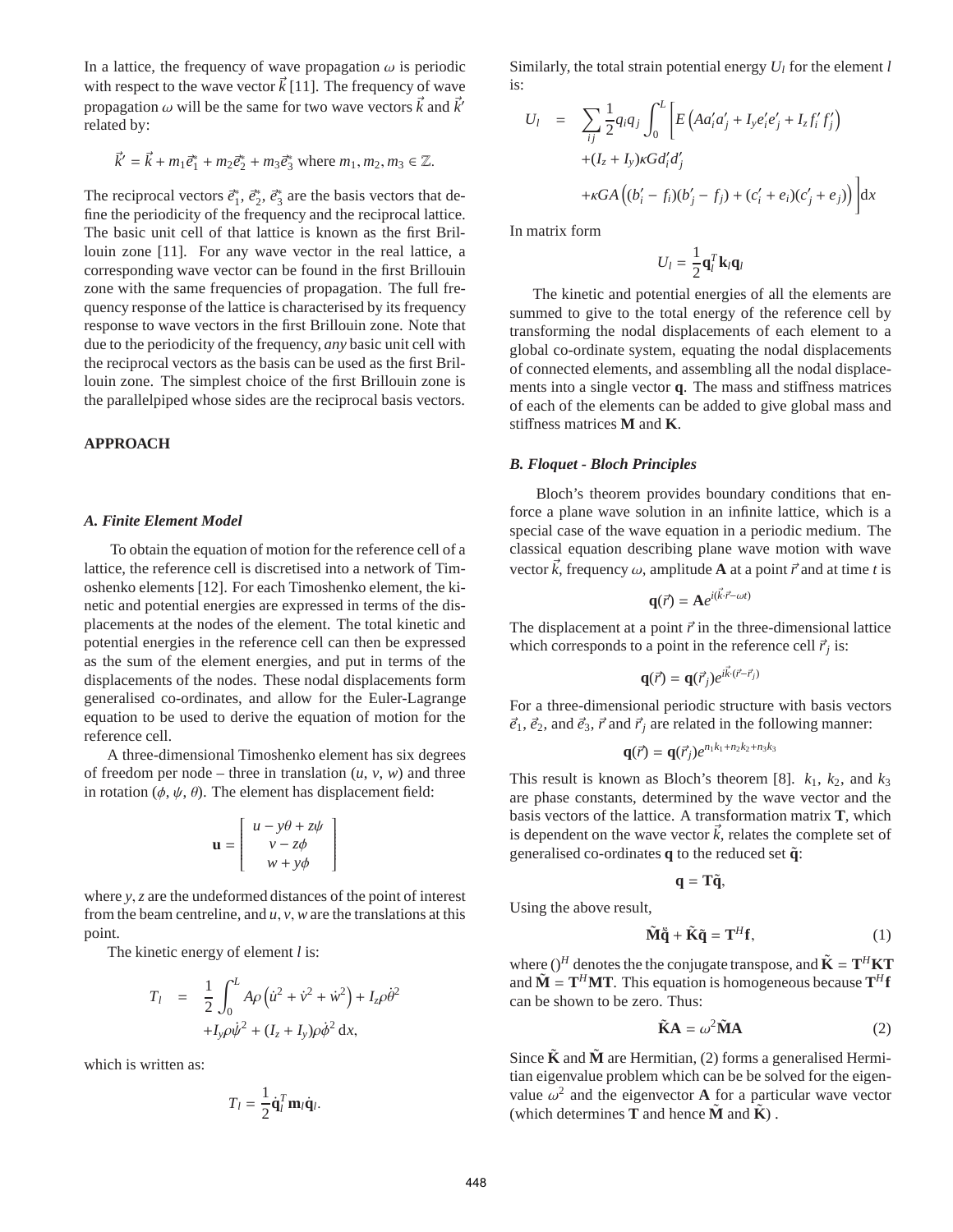In a lattice, the frequency of wave propagation $\omega$ is periodic with respect to the wave vector $\vec{k}$ [11]. The frequency of wave propagation $\omega$ will be the same for two wave vectors $\vec{k}$ and $\vec{k}'$ related by:

$$\vec{k}' = \vec{k} + m_1\vec{e}_1^* + m_2\vec{e}_2^* + m_3\vec{e}_3^* \text{ where } m_1, m_2, m_3 \in \mathbb{Z}.$$

The reciprocal vectors $\vec{e}_1^*$, $\vec{e}_2^*$, $\vec{e}_3^*$ are the basis vectors that define the periodicity of the frequency and the reciprocal lattice. The basic unit cell of that lattice is known as the first Brillouin zone [11]. For any wave vector in the real lattice, a corresponding wave vector can be found in the first Brillouin zone with the same frequencies of propagation. The full frequency response of the lattice is characterised by its frequency response to wave vectors in the first Brillouin zone. Note that due to the periodicity of the frequency, *any* basic unit cell with the reciprocal vectors as the basis can be used as the first Brillouin zone. The simplest choice of the first Brillouin zone is the parallelpiped whose sides are the reciprocal basis vectors.

## APPROACH

### *A. Finite Element Model*

To obtain the equation of motion for the reference cell of a lattice, the reference cell is discretised into a network of Timoshenko elements [12]. For each Timoshenko element, the kinetic and potential energies are expressed in terms of the displacements at the nodes of the element. The total kinetic and potential energies in the reference cell can then be expressed as the sum of the element energies, and put in terms of the displacements of the nodes. These nodal displacements form generalised co-ordinates, and allow for the Euler-Lagrange equation to be used to derive the equation of motion for the reference cell.

A three-dimensional Timoshenko element has six degrees of freedom per node – three in translation ($u$, $v$, $w$) and three in rotation ($\phi$, $\psi$, $\theta$). The element has displacement field:

$$\mathbf{u} = \begin{bmatrix} u - y\theta + z\psi \\ v - z\phi \\ w + y\phi \end{bmatrix}$$

where $y$, $z$ are the undeformed distances of the point of interest from the beam centreline, and $u$, $v$, $w$ are the translations at this point.

The kinetic energy of element $l$ is:

$$\begin{aligned} T_l &= \frac{1}{2}\int_0^L A\rho\left(\dot{u}^2 + \dot{v}^2 + \dot{w}^2\right) + I_z\rho\dot{\theta}^2 \\ &\quad + I_y\rho\dot{\psi}^2 + (I_z + I_y)\rho\dot{\phi}^2\,\mathrm{d}x, \end{aligned}$$

which is written as:

$$T_l = \frac{1}{2}\dot{\mathbf{q}}_l^T\mathbf{m}_l\dot{\mathbf{q}}_l.$$

Similarly, the total strain potential energy $U_l$ for the element $l$ is:

$$\begin{aligned} U_l &= \sum_{ij}\frac{1}{2}q_iq_j\int_0^L\Big[E\left(Aa_i'a_j' + I_ye_i'e_j' + I_zf_i'f_j'\right) \\ &\quad + (I_z + I_y)\kappa G d_i'd_j' \\ &\quad + \kappa GA\left((b_i' - f_i)(b_j' - f_j) + (c_i' + e_i)(c_j' + e_j)\right)\Big]\mathrm{d}x \end{aligned}$$

In matrix form

$$U_l = \frac{1}{2}\mathbf{q}_l^T\mathbf{k}_l\mathbf{q}_l$$

The kinetic and potential energies of all the elements are summed to give to the total energy of the reference cell by transforming the nodal displacements of each element to a global co-ordinate system, equating the nodal displacements of connected elements, and assembling all the nodal displacements into a single vector $\mathbf{q}$. The mass and stiffness matrices of each of the elements can be added to give global mass and stiffness matrices $\mathbf{M}$ and $\mathbf{K}$.

### *B. Floquet - Bloch Principles*

Bloch's theorem provides boundary conditions that enforce a plane wave solution in an infinite lattice, which is a special case of the wave equation in a periodic medium. The classical equation describing plane wave motion with wave vector $\vec{k}$, frequency $\omega$, amplitude $\mathbf{A}$ at a point $\vec{r}$ and at time $t$ is

$$\mathbf{q}(\vec{r}) = \mathbf{A}e^{i(\vec{k}\cdot\vec{r} - \omega t)}$$

The displacement at a point $\vec{r}$ in the three-dimensional lattice which corresponds to a point in the reference cell $\vec{r}_j$ is:

$$\mathbf{q}(\vec{r}) = \mathbf{q}(\vec{r}_j)e^{i\vec{k}\cdot(\vec{r} - \vec{r}_j)}$$

For a three-dimensional periodic structure with basis vectors $\vec{e}_1$, $\vec{e}_2$, and $\vec{e}_3$, $\vec{r}$ and $\vec{r}_j$ are related in the following manner:

$$\mathbf{q}(\vec{r}) = \mathbf{q}(\vec{r}_j)e^{n_1k_1 + n_2k_2 + n_3k_3}$$

This result is known as Bloch's theorem [8]. $k_1$, $k_2$, and $k_3$ are phase constants, determined by the wave vector and the basis vectors of the lattice. A transformation matrix $\mathbf{T}$, which is dependent on the wave vector $\vec{k}$, relates the complete set of generalised co-ordinates $\mathbf{q}$ to the reduced set $\tilde{\mathbf{q}}$:

$$\mathbf{q} = \mathbf{T}\tilde{\mathbf{q}},$$

Using the above result,

$$\tilde{\mathbf{M}}\ddot{\tilde{\mathbf{q}}} + \tilde{\mathbf{K}}\tilde{\mathbf{q}} = \mathbf{T}^H\mathbf{f}, \tag{1}$$

where $()^H$ denotes the the conjugate transpose, and $\tilde{\mathbf{K}} = \mathbf{T}^H\mathbf{K}\mathbf{T}$ and $\tilde{\mathbf{M}} = \mathbf{T}^H\mathbf{M}\mathbf{T}$. This equation is homogeneous because $\mathbf{T}^H\mathbf{f}$ can be shown to be zero. Thus:

$$\tilde{\mathbf{K}}\mathbf{A} = \omega^2\tilde{\mathbf{M}}\mathbf{A} \tag{2}$$

Since $\tilde{\mathbf{K}}$ and $\tilde{\mathbf{M}}$ are Hermitian, (2) forms a generalised Hermitian eigenvalue problem which can be be solved for the eigenvalue $\omega^2$ and the eigenvector $\mathbf{A}$ for a particular wave vector (which determines $\mathbf{T}$ and hence $\tilde{\mathbf{M}}$ and $\tilde{\mathbf{K}}$) .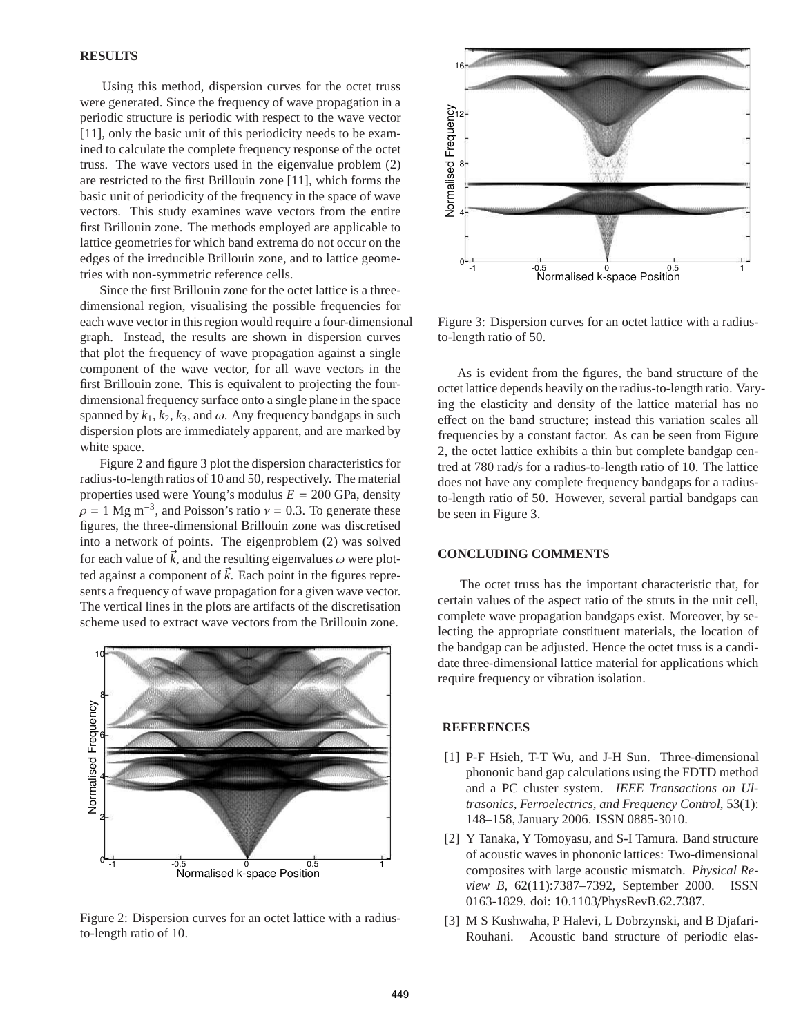## RESULTS

Using this method, dispersion curves for the octet truss were generated. Since the frequency of wave propagation in a periodic structure is periodic with respect to the wave vector [11], only the basic unit of this periodicity needs to be examined to calculate the complete frequency response of the octet truss. The wave vectors used in the eigenvalue problem (2) are restricted to the first Brillouin zone [11], which forms the basic unit of periodicity of the frequency in the space of wave vectors. This study examines wave vectors from the entire first Brillouin zone. The methods employed are applicable to lattice geometries for which band extrema do not occur on the edges of the irreducible Brillouin zone, and to lattice geometries with non-symmetric reference cells.

Since the first Brillouin zone for the octet lattice is a three-dimensional region, visualising the possible frequencies for each wave vector in this region would require a four-dimensional graph. Instead, the results are shown in dispersion curves that plot the frequency of wave propagation against a single component of the wave vector, for all wave vectors in the first Brillouin zone. This is equivalent to projecting the four-dimensional frequency surface onto a single plane in the space spanned by $k_1$, $k_2$, $k_3$, and $\omega$. Any frequency bandgaps in such dispersion plots are immediately apparent, and are marked by white space.

Figure 2 and figure 3 plot the dispersion characteristics for radius-to-length ratios of 10 and 50, respectively. The material properties used were Young's modulus $E = 200$ GPa, density $\rho = 1$ Mg m$^{-3}$, and Poisson's ratio $\nu = 0.3$. To generate these figures, the three-dimensional Brillouin zone was discretised into a network of points. The eigenproblem (2) was solved for each value of $\vec{k}$, and the resulting eigenvalues $\omega$ were plotted against a component of $\vec{k}$. Each point in the figures represents a frequency of wave propagation for a given wave vector. The vertical lines in the plots are artifacts of the discretisation scheme used to extract wave vectors from the Brillouin zone.

Figure 2: Dispersion curves for an octet lattice with a radius-to-length ratio of 10.

Figure 3: Dispersion curves for an octet lattice with a radius-to-length ratio of 50.

As is evident from the figures, the band structure of the octet lattice depends heavily on the radius-to-length ratio. Varying the elasticity and density of the lattice material has no effect on the band structure; instead this variation scales all frequencies by a constant factor. As can be seen from Figure 2, the octet lattice exhibits a thin but complete bandgap centred at 780 rad/s for a radius-to-length ratio of 10. The lattice does not have any complete frequency bandgaps for a radius-to-length ratio of 50. However, several partial bandgaps can be seen in Figure 3.

## CONCLUDING COMMENTS

The octet truss has the important characteristic that, for certain values of the aspect ratio of the struts in the unit cell, complete wave propagation bandgaps exist. Moreover, by selecting the appropriate constituent materials, the location of the bandgap can be adjusted. Hence the octet truss is a candidate three-dimensional lattice material for applications which require frequency or vibration isolation.

## REFERENCES

[1] P-F Hsieh, T-T Wu, and J-H Sun. Three-dimensional phononic band gap calculations using the FDTD method and a PC cluster system. *IEEE Transactions on Ultrasonics, Ferroelectrics, and Frequency Control*, 53(1): 148–158, January 2006. ISSN 0885-3010.

[2] Y Tanaka, Y Tomoyasu, and S-I Tamura. Band structure of acoustic waves in phononic lattices: Two-dimensional composites with large acoustic mismatch. *Physical Review B*, 62(11):7387–7392, September 2000. ISSN 0163-1829. doi: 10.1103/PhysRevB.62.7387.

[3] M S Kushwaha, P Halevi, L Dobrzynski, and B Djafari-Rouhani. Acoustic band structure of periodic elas-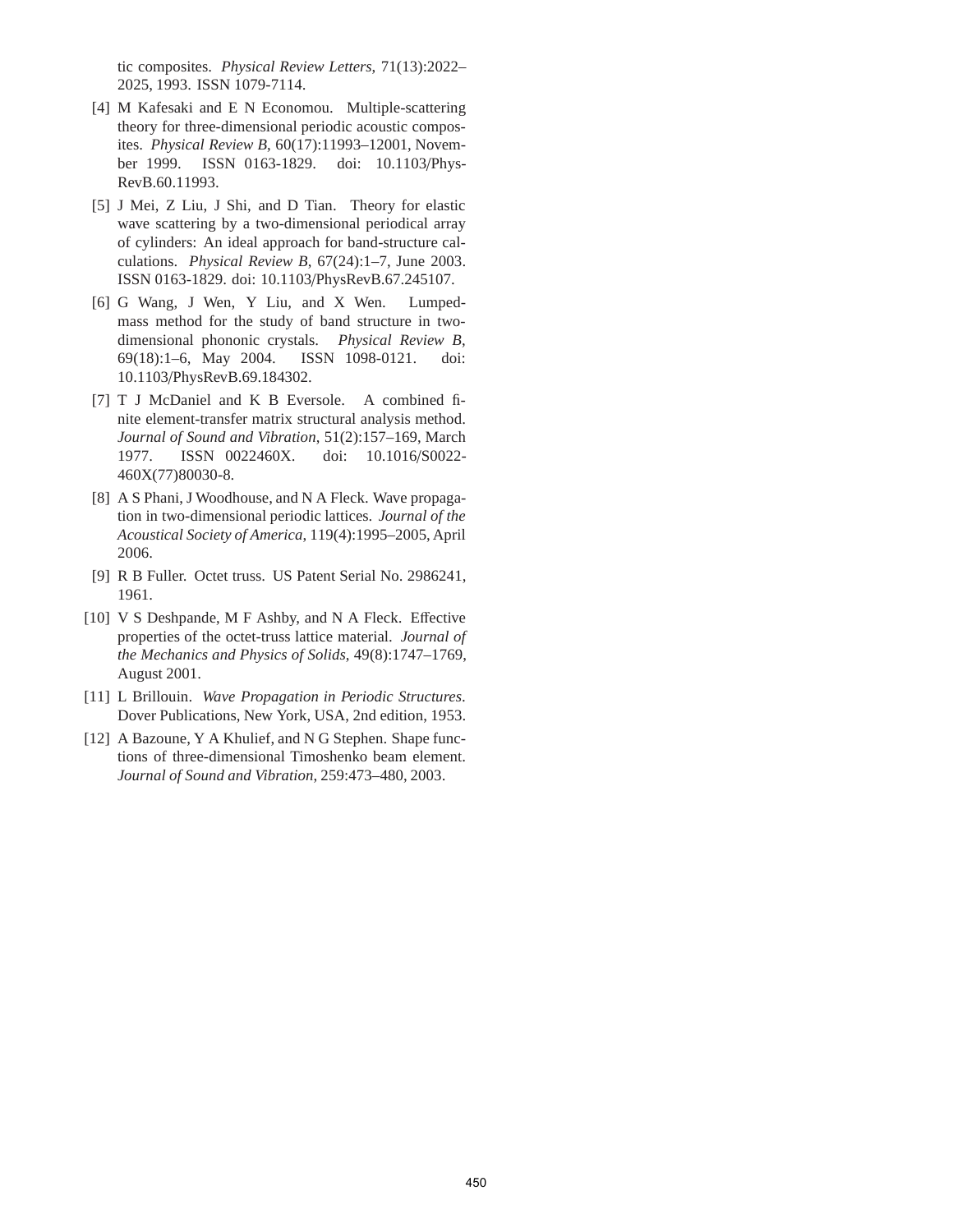tic composites. *Physical Review Letters*, 71(13):2022–2025, 1993. ISSN 1079-7114.

[4] M Kafesaki and E N Economou. Multiple-scattering theory for three-dimensional periodic acoustic composites. *Physical Review B*, 60(17):11993–12001, November 1999. ISSN 0163-1829. doi: 10.1103/PhysRevB.60.11993.

[5] J Mei, Z Liu, J Shi, and D Tian. Theory for elastic wave scattering by a two-dimensional periodical array of cylinders: An ideal approach for band-structure calculations. *Physical Review B*, 67(24):1–7, June 2003. ISSN 0163-1829. doi: 10.1103/PhysRevB.67.245107.

[6] G Wang, J Wen, Y Liu, and X Wen. Lumped-mass method for the study of band structure in two-dimensional phononic crystals. *Physical Review B*, 69(18):1–6, May 2004. ISSN 1098-0121. doi: 10.1103/PhysRevB.69.184302.

[7] T J McDaniel and K B Eversole. A combined finite element-transfer matrix structural analysis method. *Journal of Sound and Vibration*, 51(2):157–169, March 1977. ISSN 0022460X. doi: 10.1016/S0022-460X(77)80030-8.

[8] A S Phani, J Woodhouse, and N A Fleck. Wave propagation in two-dimensional periodic lattices. *Journal of the Acoustical Society of America*, 119(4):1995–2005, April 2006.

[9] R B Fuller. Octet truss. US Patent Serial No. 2986241, 1961.

[10] V S Deshpande, M F Ashby, and N A Fleck. Effective properties of the octet-truss lattice material. *Journal of the Mechanics and Physics of Solids*, 49(8):1747–1769, August 2001.

[11] L Brillouin. *Wave Propagation in Periodic Structures*. Dover Publications, New York, USA, 2nd edition, 1953.

[12] A Bazoune, Y A Khulief, and N G Stephen. Shape functions of three-dimensional Timoshenko beam element. *Journal of Sound and Vibration*, 259:473–480, 2003.